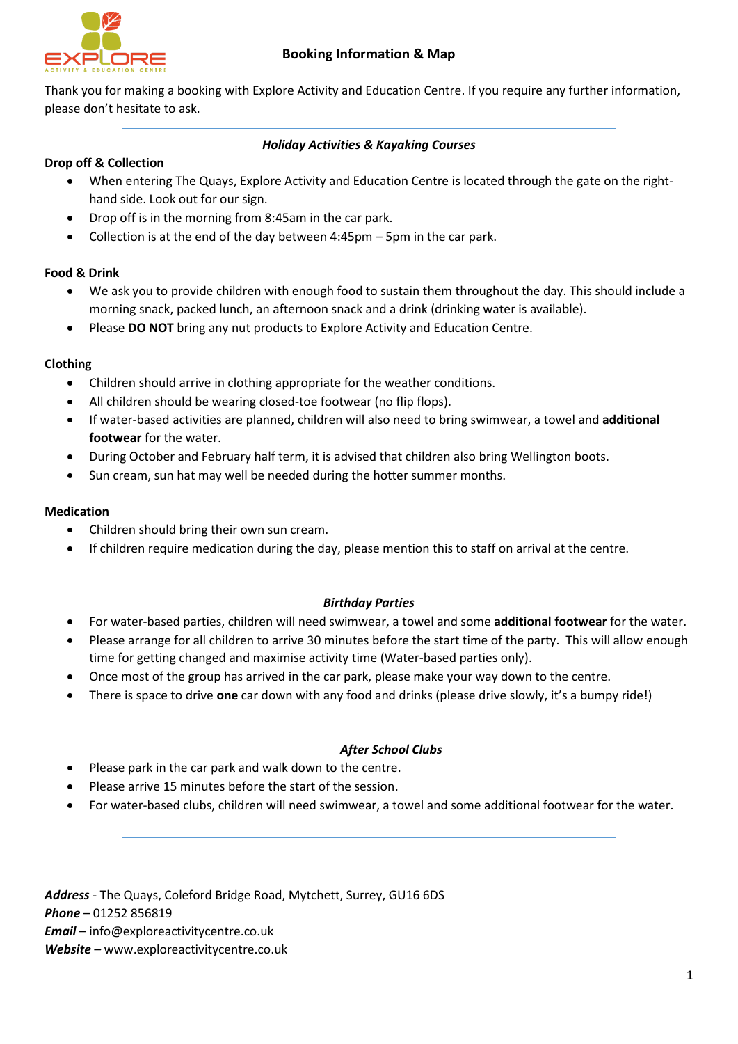# Booking Information & Map

Thank you for making a booking with Explore Activity and Education Centre. If you require any further information, please don't hesitate to ask.

---

## *Holiday Activities & Kayaking Courses*

### Drop off & Collection

- When entering The Quays, Explore Activity and Education Centre is located through the gate on the right-hand side. Look out for our sign.
- Drop off is in the morning from 8:45am in the car park.
- Collection is at the end of the day between 4:45pm – 5pm in the car park.

### Food & Drink

- We ask you to provide children with enough food to sustain them throughout the day. This should include a morning snack, packed lunch, an afternoon snack and a drink (drinking water is available).
- Please **DO NOT** bring any nut products to Explore Activity and Education Centre.

### Clothing

- Children should arrive in clothing appropriate for the weather conditions.
- All children should be wearing closed-toe footwear (no flip flops).
- If water-based activities are planned, children will also need to bring swimwear, a towel and **additional footwear** for the water.
- During October and February half term, it is advised that children also bring Wellington boots.
- Sun cream, sun hat may well be needed during the hotter summer months.

### Medication

- Children should bring their own sun cream.
- If children require medication during the day, please mention this to staff on arrival at the centre.

---

## *Birthday Parties*

- For water-based parties, children will need swimwear, a towel and some **additional footwear** for the water.
- Please arrange for all children to arrive 30 minutes before the start time of the party. This will allow enough time for getting changed and maximise activity time (Water-based parties only).
- Once most of the group has arrived in the car park, please make your way down to the centre.
- There is space to drive **one** car down with any food and drinks (please drive slowly, it's a bumpy ride!)

---

## *After School Clubs*

- Please park in the car park and walk down to the centre.
- Please arrive 15 minutes before the start of the session.
- For water-based clubs, children will need swimwear, a towel and some additional footwear for the water.

---

***Address*** - The Quays, Coleford Bridge Road, Mytchett, Surrey, GU16 6DS  
***Phone*** – 01252 856819  
***Email*** – info@exploreactivitycentre.co.uk  
***Website*** – www.exploreactivitycentre.co.uk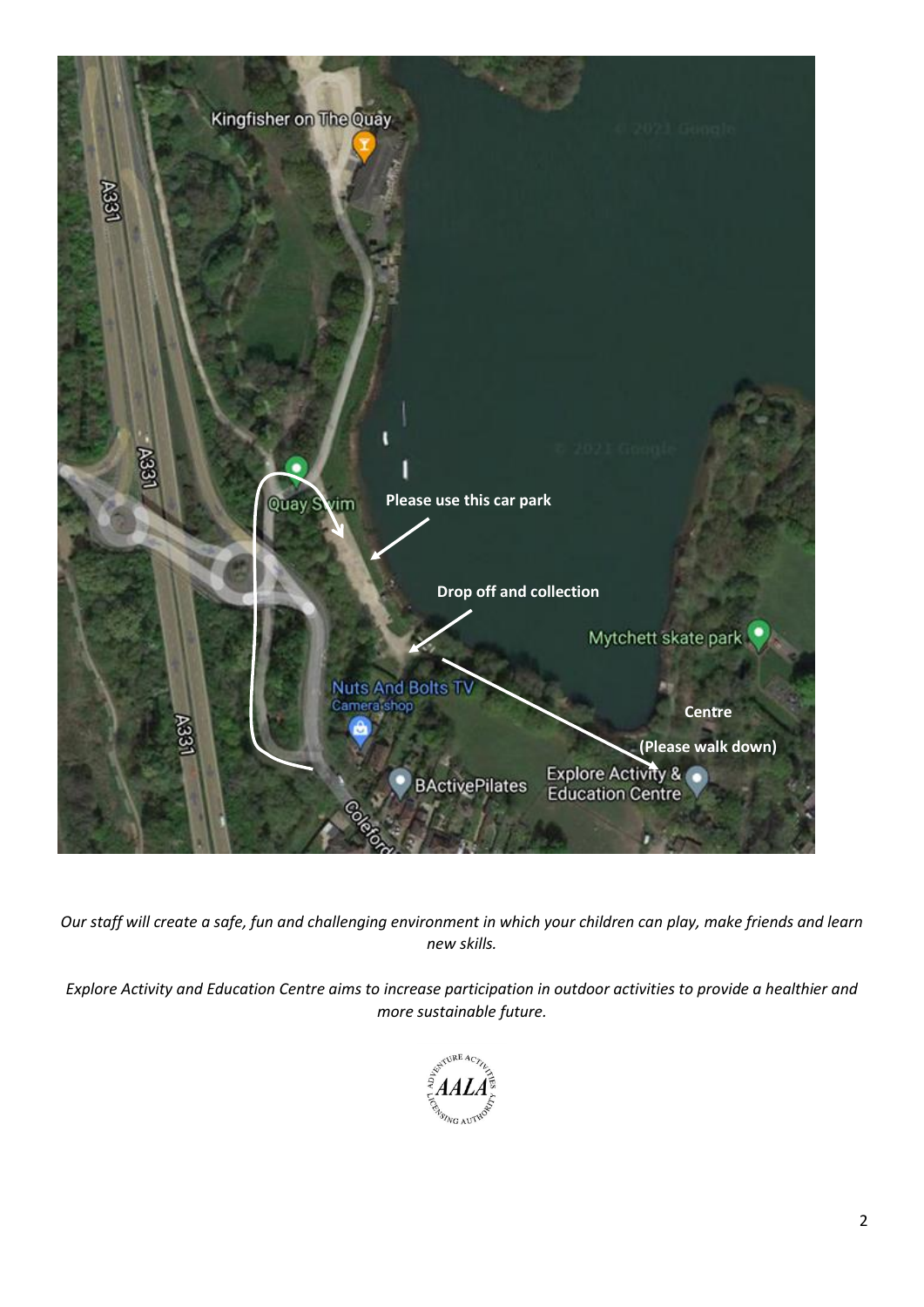Please use this car park

Drop off and collection

Centre

(Please walk down)

*Our staff will create a safe, fun and challenging environment in which your children can play, make friends and learn new skills.*

*Explore Activity and Education Centre aims to increase participation in outdoor activities to provide a healthier and more sustainable future.*